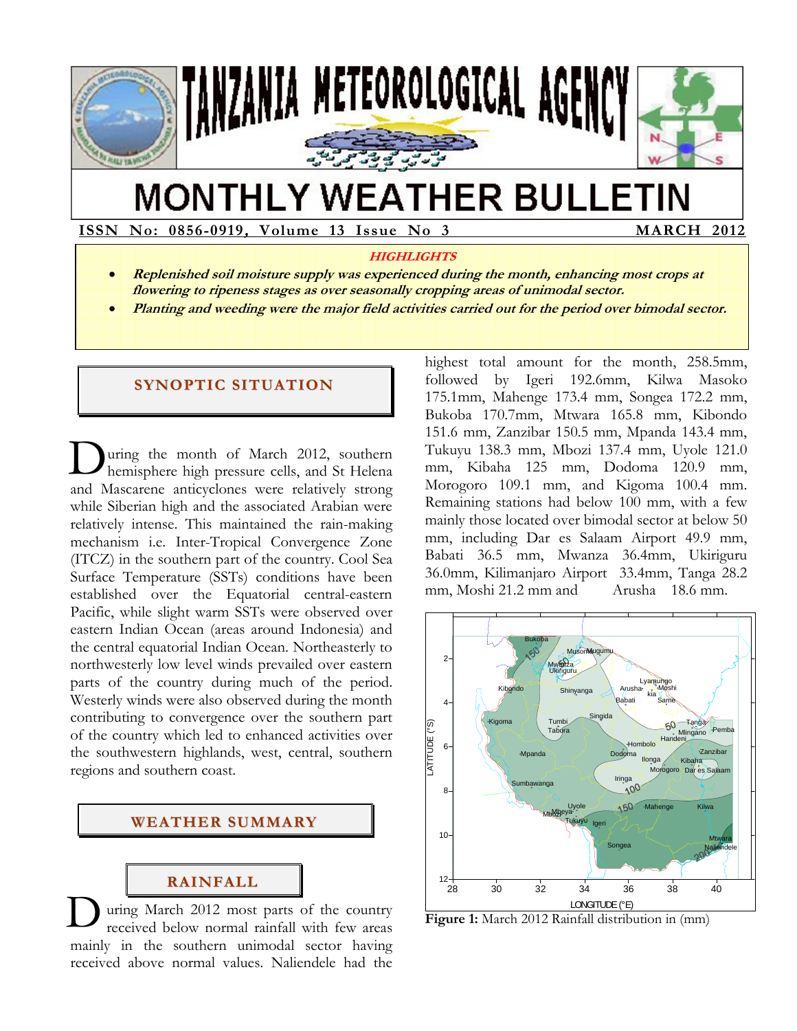# TANZANIA METEOROLOGICAL AGENCY

# MONTHLY WEATHER BULLETIN

**ISSN No: 0856-0919, Volume 13 Issue No 3** **MARCH 2012**

***HIGHLIGHTS***

- ***Replenished soil moisture supply was experienced during the month, enhancing most crops at flowering to ripeness stages as over seasonally cropping areas of unimodal sector.***
- ***Planting and weeding were the major field activities carried out for the period over bimodal sector.***

## SYNOPTIC SITUATION

During the month of March 2012, southern hemisphere high pressure cells, and St Helena and Mascarene anticyclones were relatively strong while Siberian high and the associated Arabian were relatively intense. This maintained the rain-making mechanism i.e. Inter-Tropical Convergence Zone (ITCZ) in the southern part of the country. Cool Sea Surface Temperature (SSTs) conditions have been established over the Equatorial central-eastern Pacific, while slight warm SSTs were observed over eastern Indian Ocean (areas around Indonesia) and the central equatorial Indian Ocean. Northeasterly to northwesterly low level winds prevailed over eastern parts of the country during much of the period. Westerly winds were also observed during the month contributing to convergence over the southern part of the country which led to enhanced activities over the southwestern highlands, west, central, southern regions and southern coast.

## WEATHER SUMMARY

### RAINFALL

During March 2012 most parts of the country received below normal rainfall with few areas mainly in the southern unimodal sector having received above normal values. Naliendele had the highest total amount for the month, 258.5mm, followed by Igeri 192.6mm, Kilwa Masoko 175.1mm, Mahenge 173.4 mm, Songea 172.2 mm, Bukoba 170.7mm, Mtwara 165.8 mm, Kibondo 151.6 mm, Zanzibar 150.5 mm, Mpanda 143.4 mm, Tukuyu 138.3 mm, Mbozi 137.4 mm, Uyole 121.0 mm, Kibaha 125 mm, Dodoma 120.9 mm, Morogoro 109.1 mm, and Kigoma 100.4 mm. Remaining stations had below 100 mm, with a few mainly those located over bimodal sector at below 50 mm, including Dar es Salaam Airport 49.9 mm, Babati 36.5 mm, Mwanza 36.4mm, Ukiriguru 36.0mm, Kilimanjaro Airport 33.4mm, Tanga 28.2 mm, Moshi 21.2 mm and Arusha 18.6 mm.

**Figure 1:** March 2012 Rainfall distribution in (mm)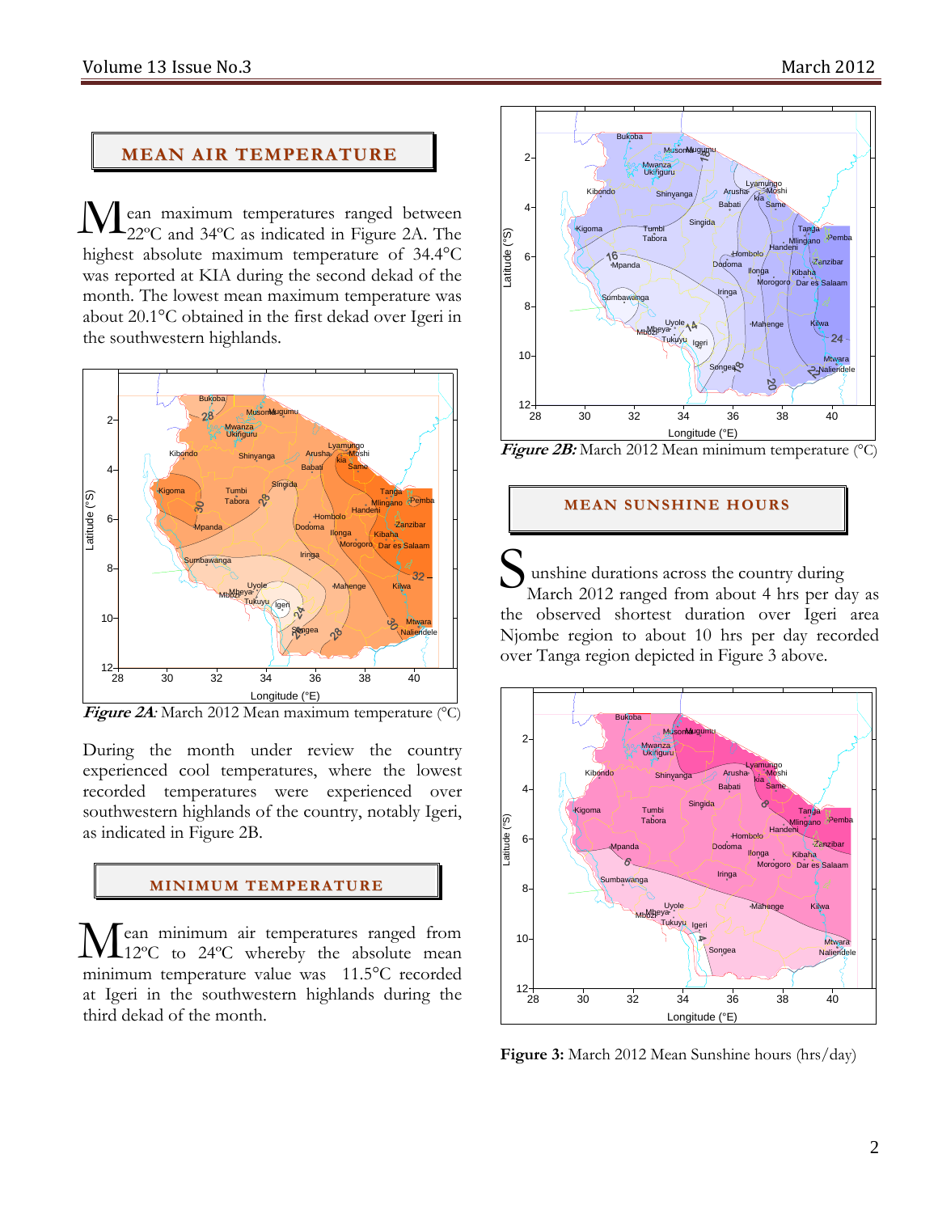## MEAN AIR TEMPERATURE

Mean maximum temperatures ranged between 22ºC and 34ºC as indicated in Figure 2A. The highest absolute maximum temperature of 34.4°C was reported at KIA during the second dekad of the month. The lowest mean maximum temperature was about 20.1°C obtained in the first dekad over Igeri in the southwestern highlands.

***Figure 2A***: March 2012 Mean maximum temperature (°C)

During the month under review the country experienced cool temperatures, where the lowest recorded temperatures were experienced over southwestern highlands of the country, notably Igeri, as indicated in Figure 2B.

## MINIMUM TEMPERATURE

Mean minimum air temperatures ranged from 12ºC to 24ºC whereby the absolute mean minimum temperature value was 11.5°C recorded at Igeri in the southwestern highlands during the third dekad of the month.

***Figure 2B:*** March 2012 Mean minimum temperature (°C)

## MEAN SUNSHINE HOURS

Sunshine durations across the country during March 2012 ranged from about 4 hrs per day as the observed shortest duration over Igeri area Njombe region to about 10 hrs per day recorded over Tanga region depicted in Figure 3 above.

**Figure 3:** March 2012 Mean Sunshine hours (hrs/day)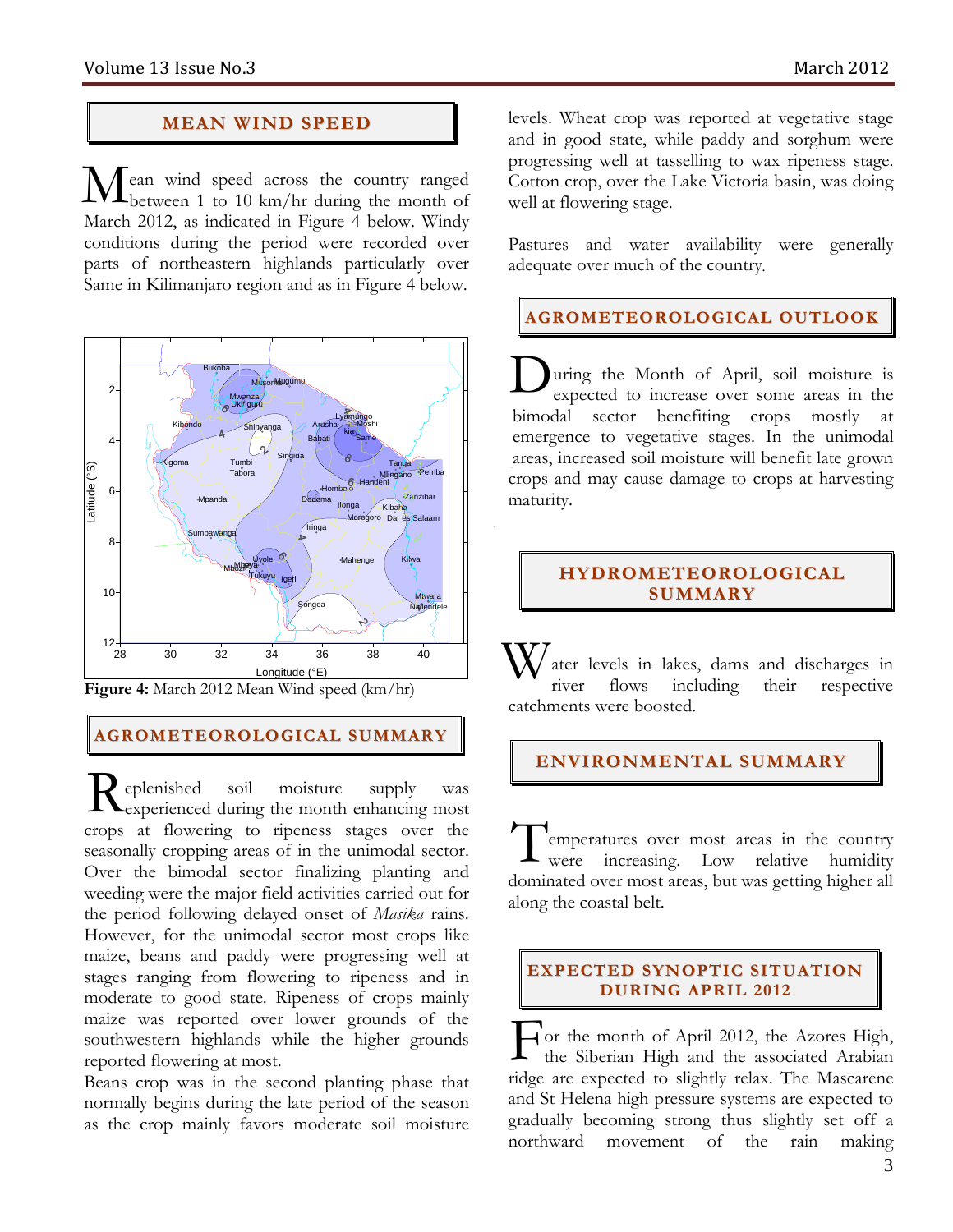## MEAN WIND SPEED

Mean wind speed across the country ranged between 1 to 10 km/hr during the month of March 2012, as indicated in Figure 4 below. Windy conditions during the period were recorded over parts of northeastern highlands particularly over Same in Kilimanjaro region and as in Figure 4 below.

**Figure 4:** March 2012 Mean Wind speed (km/hr)

## AGROMETEOROLOGICAL SUMMARY

Replenished soil moisture supply was experienced during the month enhancing most crops at flowering to ripeness stages over the seasonally cropping areas of in the unimodal sector. Over the bimodal sector finalizing planting and weeding were the major field activities carried out for the period following delayed onset of *Masika* rains. However, for the unimodal sector most crops like maize, beans and paddy were progressing well at stages ranging from flowering to ripeness and in moderate to good state. Ripeness of crops mainly maize was reported over lower grounds of the southwestern highlands while the higher grounds reported flowering at most.

Beans crop was in the second planting phase that normally begins during the late period of the season as the crop mainly favors moderate soil moisture levels. Wheat crop was reported at vegetative stage and in good state, while paddy and sorghum were progressing well at tasselling to wax ripeness stage. Cotton crop, over the Lake Victoria basin, was doing well at flowering stage.

Pastures and water availability were generally adequate over much of the country.

## AGROMETEOROLOGICAL OUTLOOK

During the Month of April, soil moisture is expected to increase over some areas in the bimodal sector benefiting crops mostly at emergence to vegetative stages. In the unimodal areas, increased soil moisture will benefit late grown crops and may cause damage to crops at harvesting maturity.

## HYDROMETEOROLOGICAL SUMMARY

Water levels in lakes, dams and discharges in river flows including their respective catchments were boosted.

## ENVIRONMENTAL SUMMARY

Temperatures over most areas in the country were increasing. Low relative humidity dominated over most areas, but was getting higher all along the coastal belt.

## EXPECTED SYNOPTIC SITUATION DURING APRIL 2012

For the month of April 2012, the Azores High, the Siberian High and the associated Arabian ridge are expected to slightly relax. The Mascarene and St Helena high pressure systems are expected to gradually becoming strong thus slightly set off a northward movement of the rain making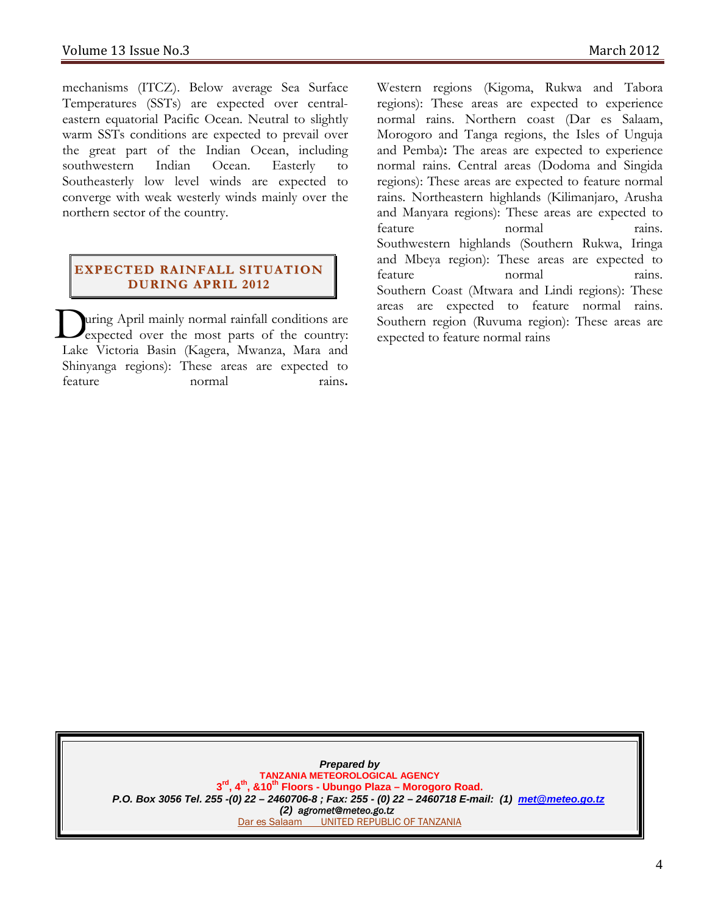mechanisms (ITCZ). Below average Sea Surface Temperatures (SSTs) are expected over central-eastern equatorial Pacific Ocean. Neutral to slightly warm SSTs conditions are expected to prevail over the great part of the Indian Ocean, including southwestern Indian Ocean. Easterly to Southeasterly low level winds are expected to converge with weak westerly winds mainly over the northern sector of the country.

## EXPECTED RAINFALL SITUATION DURING APRIL 2012

During April mainly normal rainfall conditions are expected over the most parts of the country: Lake Victoria Basin (Kagera, Mwanza, Mara and Shinyanga regions): These areas are expected to feature normal rains**.** Western regions (Kigoma, Rukwa and Tabora regions): These areas are expected to experience normal rains. Northern coast (Dar es Salaam, Morogoro and Tanga regions, the Isles of Unguja and Pemba)**:** The areas are expected to experience normal rains. Central areas (Dodoma and Singida regions): These areas are expected to feature normal rains. Northeastern highlands (Kilimanjaro, Arusha and Manyara regions): These areas are expected to feature normal rains. Southwestern highlands (Southern Rukwa, Iringa and Mbeya region): These areas are expected to feature normal rains. Southern Coast (Mtwara and Lindi regions): These areas are expected to feature normal rains. Southern region (Ruvuma region): These areas are expected to feature normal rains

***Prepared by***
**TANZANIA METEOROLOGICAL AGENCY**
**3rd, 4th, &10th Floors - Ubungo Plaza – Morogoro Road.**
***P.O. Box 3056 Tel. 255 -(0) 22 – 2460706-8 ; Fax: 255 - (0) 22 – 2460718 E-mail: (1) met@meteo.go.tz***
***(2) agromet@meteo.go.tz***
Dar es Salaam UNITED REPUBLIC OF TANZANIA